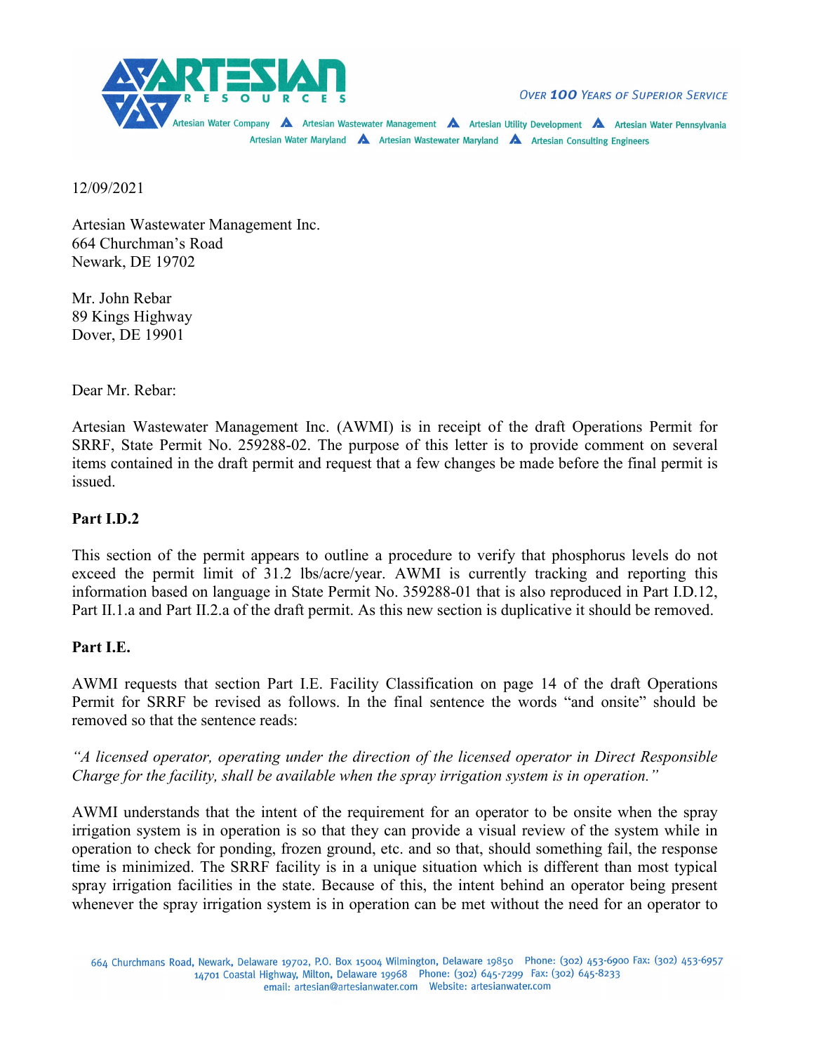12/09/2021

Artesian Wastewater Management Inc.
664 Churchman's Road
Newark, DE 19702

Mr. John Rebar
89 Kings Highway
Dover, DE 19901

Dear Mr. Rebar:

Artesian Wastewater Management Inc. (AWMI) is in receipt of the draft Operations Permit for SRRF, State Permit No. 259288-02. The purpose of this letter is to provide comment on several items contained in the draft permit and request that a few changes be made before the final permit is issued.

**Part I.D.2**

This section of the permit appears to outline a procedure to verify that phosphorus levels do not exceed the permit limit of 31.2 lbs/acre/year. AWMI is currently tracking and reporting this information based on language in State Permit No. 359288-01 that is also reproduced in Part I.D.12, Part II.1.a and Part II.2.a of the draft permit. As this new section is duplicative it should be removed.

**Part I.E.**

AWMI requests that section Part I.E. Facility Classification on page 14 of the draft Operations Permit for SRRF be revised as follows. In the final sentence the words "and onsite" should be removed so that the sentence reads:

*"A licensed operator, operating under the direction of the licensed operator in Direct Responsible Charge for the facility, shall be available when the spray irrigation system is in operation."*

AWMI understands that the intent of the requirement for an operator to be onsite when the spray irrigation system is in operation is so that they can provide a visual review of the system while in operation to check for ponding, frozen ground, etc. and so that, should something fail, the response time is minimized. The SRRF facility is in a unique situation which is different than most typical spray irrigation facilities in the state. Because of this, the intent behind an operator being present whenever the spray irrigation system is in operation can be met without the need for an operator to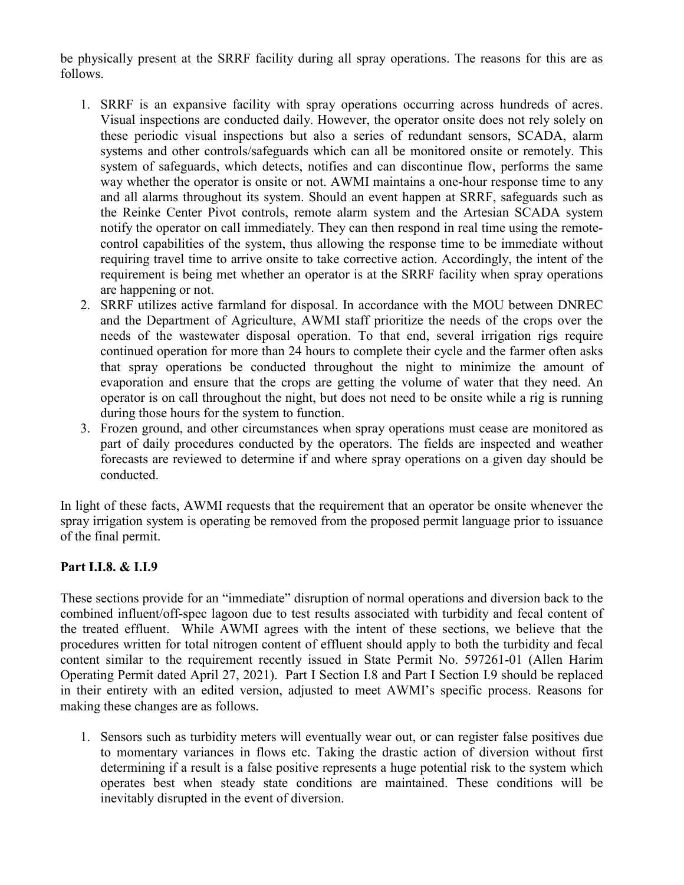be physically present at the SRRF facility during all spray operations. The reasons for this are as follows.

1. SRRF is an expansive facility with spray operations occurring across hundreds of acres. Visual inspections are conducted daily. However, the operator onsite does not rely solely on these periodic visual inspections but also a series of redundant sensors, SCADA, alarm systems and other controls/safeguards which can all be monitored onsite or remotely. This system of safeguards, which detects, notifies and can discontinue flow, performs the same way whether the operator is onsite or not. AWMI maintains a one-hour response time to any and all alarms throughout its system. Should an event happen at SRRF, safeguards such as the Reinke Center Pivot controls, remote alarm system and the Artesian SCADA system notify the operator on call immediately. They can then respond in real time using the remote-control capabilities of the system, thus allowing the response time to be immediate without requiring travel time to arrive onsite to take corrective action. Accordingly, the intent of the requirement is being met whether an operator is at the SRRF facility when spray operations are happening or not.
2. SRRF utilizes active farmland for disposal. In accordance with the MOU between DNREC and the Department of Agriculture, AWMI staff prioritize the needs of the crops over the needs of the wastewater disposal operation. To that end, several irrigation rigs require continued operation for more than 24 hours to complete their cycle and the farmer often asks that spray operations be conducted throughout the night to minimize the amount of evaporation and ensure that the crops are getting the volume of water that they need. An operator is on call throughout the night, but does not need to be onsite while a rig is running during those hours for the system to function.
3. Frozen ground, and other circumstances when spray operations must cease are monitored as part of daily procedures conducted by the operators. The fields are inspected and weather forecasts are reviewed to determine if and where spray operations on a given day should be conducted.

In light of these facts, AWMI requests that the requirement that an operator be onsite whenever the spray irrigation system is operating be removed from the proposed permit language prior to issuance of the final permit.

**Part I.I.8. & I.I.9**

These sections provide for an "immediate" disruption of normal operations and diversion back to the combined influent/off-spec lagoon due to test results associated with turbidity and fecal content of the treated effluent. While AWMI agrees with the intent of these sections, we believe that the procedures written for total nitrogen content of effluent should apply to both the turbidity and fecal content similar to the requirement recently issued in State Permit No. 597261-01 (Allen Harim Operating Permit dated April 27, 2021). Part I Section I.8 and Part I Section I.9 should be replaced in their entirety with an edited version, adjusted to meet AWMI's specific process. Reasons for making these changes are as follows.

1. Sensors such as turbidity meters will eventually wear out, or can register false positives due to momentary variances in flows etc. Taking the drastic action of diversion without first determining if a result is a false positive represents a huge potential risk to the system which operates best when steady state conditions are maintained. These conditions will be inevitably disrupted in the event of diversion.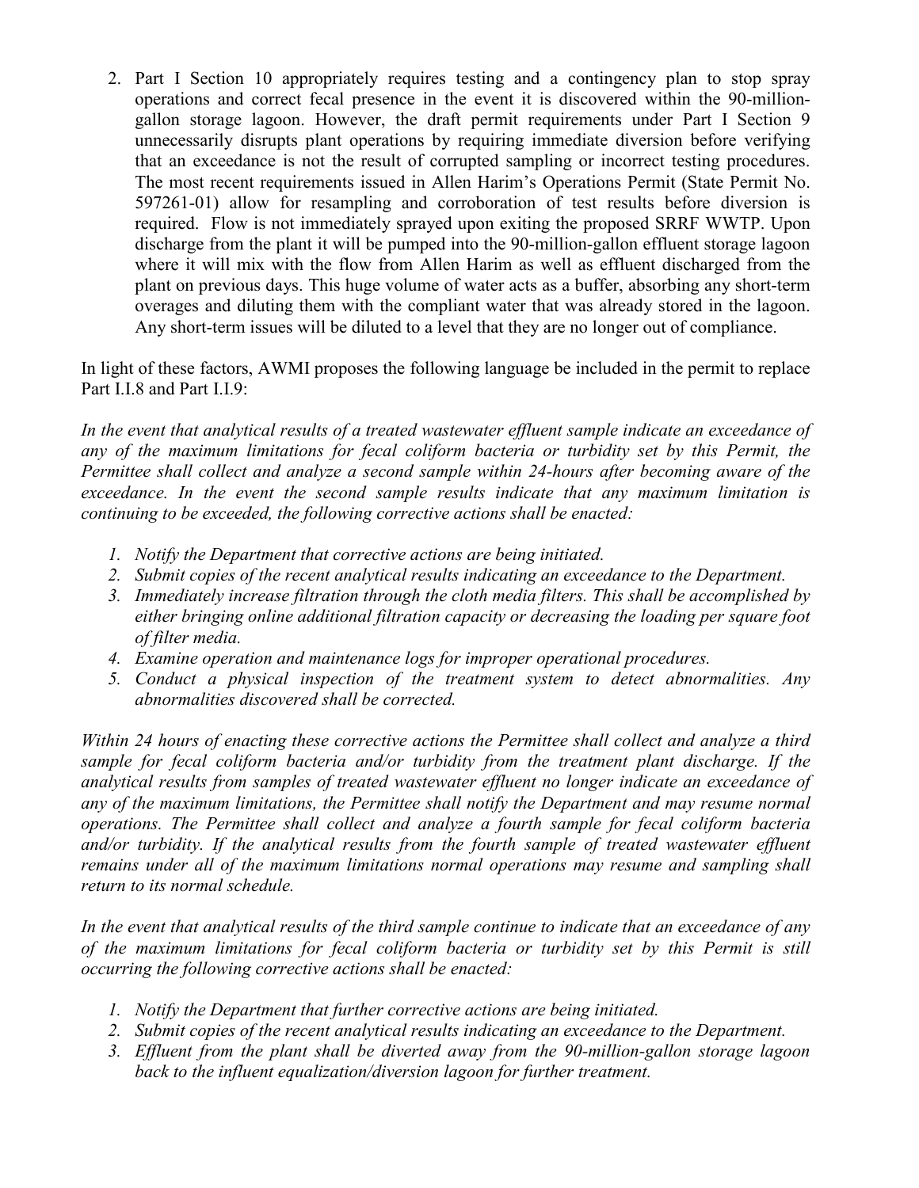2. Part I Section 10 appropriately requires testing and a contingency plan to stop spray operations and correct fecal presence in the event it is discovered within the 90-million-gallon storage lagoon. However, the draft permit requirements under Part I Section 9 unnecessarily disrupts plant operations by requiring immediate diversion before verifying that an exceedance is not the result of corrupted sampling or incorrect testing procedures. The most recent requirements issued in Allen Harim's Operations Permit (State Permit No. 597261-01) allow for resampling and corroboration of test results before diversion is required. Flow is not immediately sprayed upon exiting the proposed SRRF WWTP. Upon discharge from the plant it will be pumped into the 90-million-gallon effluent storage lagoon where it will mix with the flow from Allen Harim as well as effluent discharged from the plant on previous days. This huge volume of water acts as a buffer, absorbing any short-term overages and diluting them with the compliant water that was already stored in the lagoon. Any short-term issues will be diluted to a level that they are no longer out of compliance.

In light of these factors, AWMI proposes the following language be included in the permit to replace Part I.I.8 and Part I.I.9:

*In the event that analytical results of a treated wastewater effluent sample indicate an exceedance of any of the maximum limitations for fecal coliform bacteria or turbidity set by this Permit, the Permittee shall collect and analyze a second sample within 24-hours after becoming aware of the exceedance. In the event the second sample results indicate that any maximum limitation is continuing to be exceeded, the following corrective actions shall be enacted:*

1. *Notify the Department that corrective actions are being initiated.*
2. *Submit copies of the recent analytical results indicating an exceedance to the Department.*
3. *Immediately increase filtration through the cloth media filters. This shall be accomplished by either bringing online additional filtration capacity or decreasing the loading per square foot of filter media.*
4. *Examine operation and maintenance logs for improper operational procedures.*
5. *Conduct a physical inspection of the treatment system to detect abnormalities. Any abnormalities discovered shall be corrected.*

*Within 24 hours of enacting these corrective actions the Permittee shall collect and analyze a third sample for fecal coliform bacteria and/or turbidity from the treatment plant discharge. If the analytical results from samples of treated wastewater effluent no longer indicate an exceedance of any of the maximum limitations, the Permittee shall notify the Department and may resume normal operations. The Permittee shall collect and analyze a fourth sample for fecal coliform bacteria and/or turbidity. If the analytical results from the fourth sample of treated wastewater effluent remains under all of the maximum limitations normal operations may resume and sampling shall return to its normal schedule.*

*In the event that analytical results of the third sample continue to indicate that an exceedance of any of the maximum limitations for fecal coliform bacteria or turbidity set by this Permit is still occurring the following corrective actions shall be enacted:*

1. *Notify the Department that further corrective actions are being initiated.*
2. *Submit copies of the recent analytical results indicating an exceedance to the Department.*
3. *Effluent from the plant shall be diverted away from the 90-million-gallon storage lagoon back to the influent equalization/diversion lagoon for further treatment.*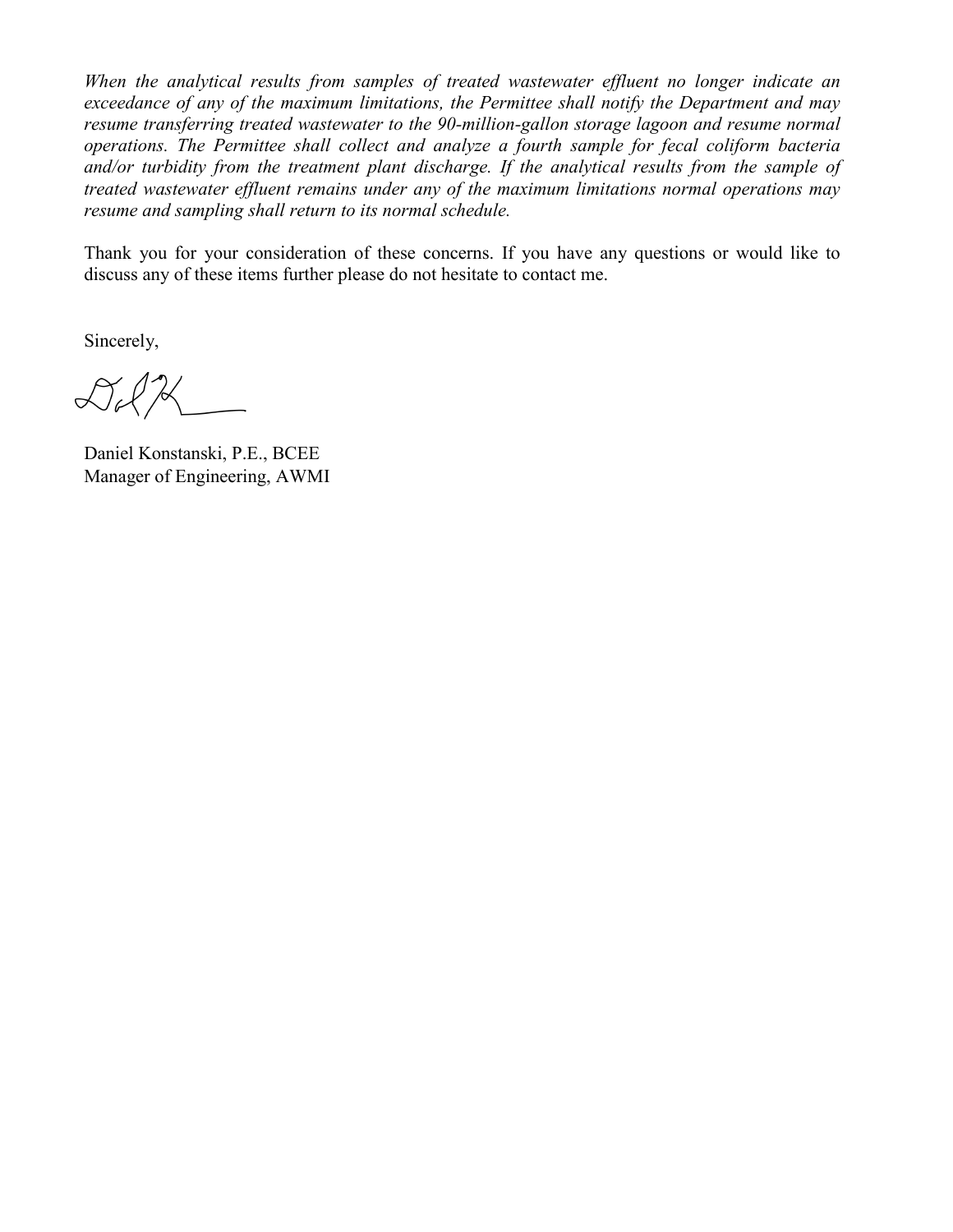*When the analytical results from samples of treated wastewater effluent no longer indicate an exceedance of any of the maximum limitations, the Permittee shall notify the Department and may resume transferring treated wastewater to the 90-million-gallon storage lagoon and resume normal operations. The Permittee shall collect and analyze a fourth sample for fecal coliform bacteria and/or turbidity from the treatment plant discharge. If the analytical results from the sample of treated wastewater effluent remains under any of the maximum limitations normal operations may resume and sampling shall return to its normal schedule.*

Thank you for your consideration of these concerns. If you have any questions or would like to discuss any of these items further please do not hesitate to contact me.

Sincerely,

Daniel Konstanski, P.E., BCEE
Manager of Engineering, AWMI